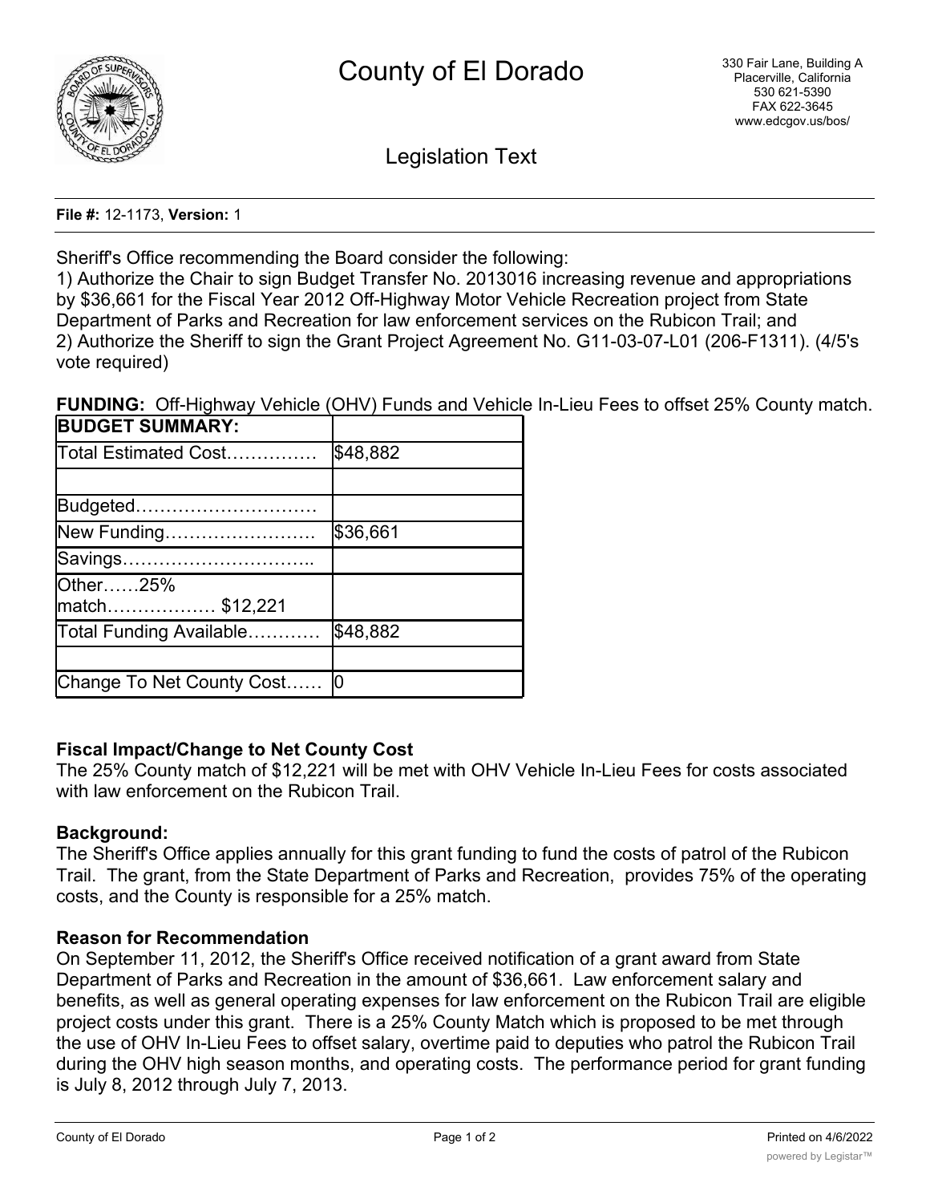# County of El Dorado

330 Fair Lane, Building A
Placerville, California
530 621-5390
FAX 622-3645
www.edcgov.us/bos/

## Legislation Text

**File #:** 12-1173, **Version:** 1

Sheriff's Office recommending the Board consider the following:
1) Authorize the Chair to sign Budget Transfer No. 2013016 increasing revenue and appropriations by $36,661 for the Fiscal Year 2012 Off-Highway Motor Vehicle Recreation project from State Department of Parks and Recreation for law enforcement services on the Rubicon Trail; and
2) Authorize the Sheriff to sign the Grant Project Agreement No. G11-03-07-L01 (206-F1311). (4/5's vote required)

**FUNDING:** Off-Highway Vehicle (OHV) Funds and Vehicle In-Lieu Fees to offset 25% County match.

| **BUDGET SUMMARY:** | |
|---|---|
| Total Estimated Cost…………… | $48,882 |
| | |
| Budgeted………………………… | |
| New Funding……………………. | $36,661 |
| Savings………………………….. | |
| Other……25% match……………… $12,221 | |
| Total Funding Available………… | $48,882 |
| | |
| Change To Net County Cost…… | 0 |

**Fiscal Impact/Change to Net County Cost**
The 25% County match of $12,221 will be met with OHV Vehicle In-Lieu Fees for costs associated with law enforcement on the Rubicon Trail.

**Background:**
The Sheriff's Office applies annually for this grant funding to fund the costs of patrol of the Rubicon Trail. The grant, from the State Department of Parks and Recreation, provides 75% of the operating costs, and the County is responsible for a 25% match.

**Reason for Recommendation**
On September 11, 2012, the Sheriff's Office received notification of a grant award from State Department of Parks and Recreation in the amount of $36,661. Law enforcement salary and benefits, as well as general operating expenses for law enforcement on the Rubicon Trail are eligible project costs under this grant. There is a 25% County Match which is proposed to be met through the use of OHV In-Lieu Fees to offset salary, overtime paid to deputies who patrol the Rubicon Trail during the OHV high season months, and operating costs. The performance period for grant funding is July 8, 2012 through July 7, 2013.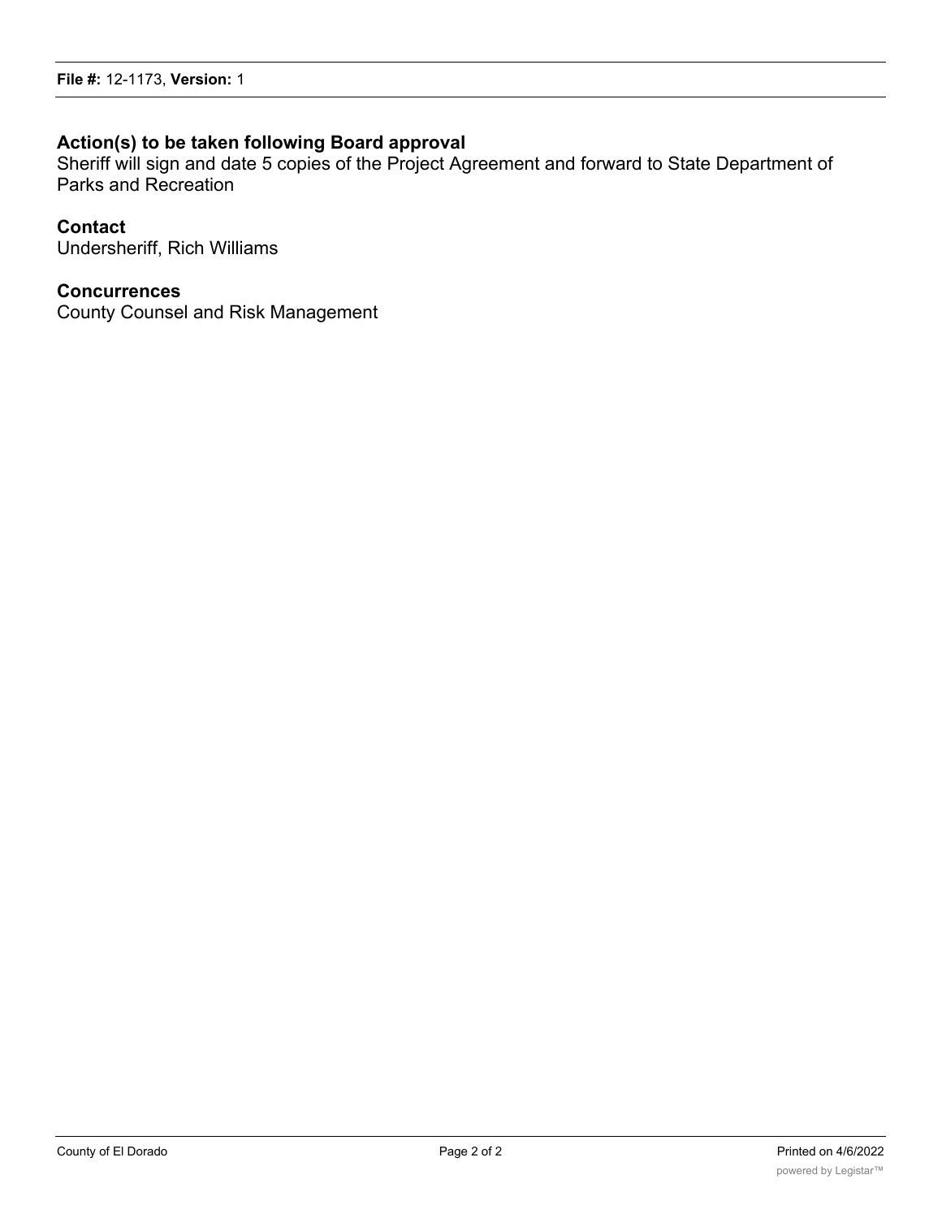## Action(s) to be taken following Board approval

Sheriff will sign and date 5 copies of the Project Agreement and forward to State Department of Parks and Recreation

## Contact

Undersheriff, Rich Williams

## Concurrences

County Counsel and Risk Management